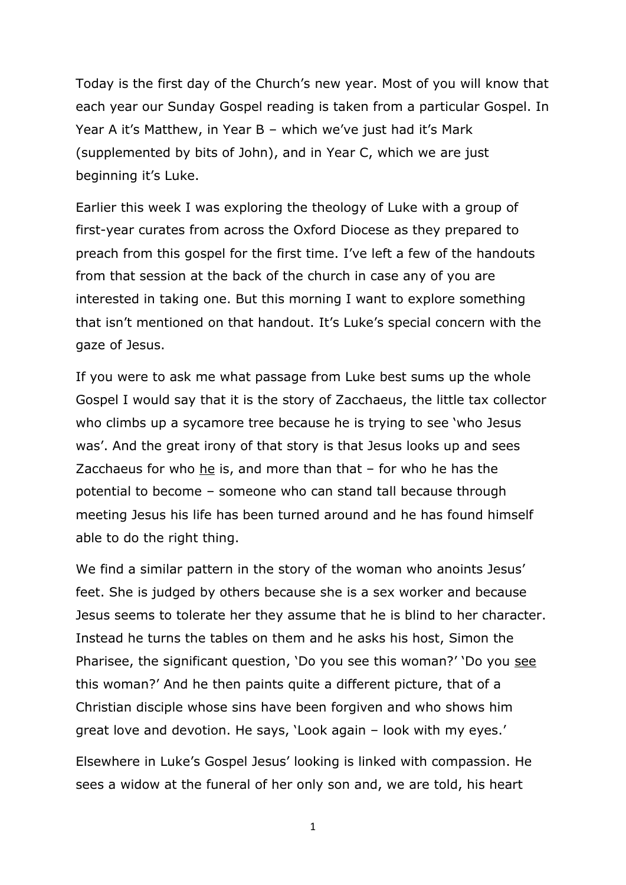Today is the first day of the Church's new year. Most of you will know that each year our Sunday Gospel reading is taken from a particular Gospel. In Year A it's Matthew, in Year B – which we've just had it's Mark (supplemented by bits of John), and in Year C, which we are just beginning it's Luke.

Earlier this week I was exploring the theology of Luke with a group of first-year curates from across the Oxford Diocese as they prepared to preach from this gospel for the first time. I've left a few of the handouts from that session at the back of the church in case any of you are interested in taking one. But this morning I want to explore something that isn't mentioned on that handout. It's Luke's special concern with the gaze of Jesus.

If you were to ask me what passage from Luke best sums up the whole Gospel I would say that it is the story of Zacchaeus, the little tax collector who climbs up a sycamore tree because he is trying to see 'who Jesus was'. And the great irony of that story is that Jesus looks up and sees Zacchaeus for who <u>he</u> is, and more than that – for who he has the potential to become – someone who can stand tall because through meeting Jesus his life has been turned around and he has found himself able to do the right thing.

We find a similar pattern in the story of the woman who anoints Jesus' feet. She is judged by others because she is a sex worker and because Jesus seems to tolerate her they assume that he is blind to her character. Instead he turns the tables on them and he asks his host, Simon the Pharisee, the significant question, 'Do you see this woman?' 'Do you <u>see</u> this woman?' And he then paints quite a different picture, that of a Christian disciple whose sins have been forgiven and who shows him great love and devotion. He says, 'Look again – look with my eyes.'

Elsewhere in Luke's Gospel Jesus' looking is linked with compassion. He sees a widow at the funeral of her only son and, we are told, his heart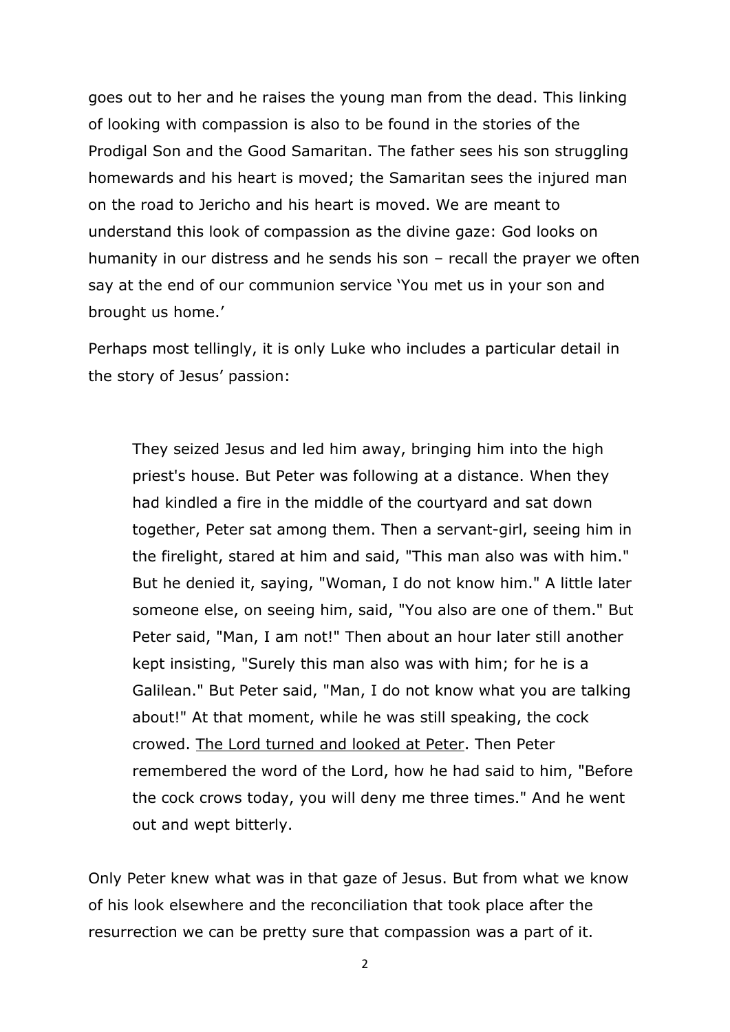goes out to her and he raises the young man from the dead. This linking of looking with compassion is also to be found in the stories of the Prodigal Son and the Good Samaritan. The father sees his son struggling homewards and his heart is moved; the Samaritan sees the injured man on the road to Jericho and his heart is moved. We are meant to understand this look of compassion as the divine gaze: God looks on humanity in our distress and he sends his son – recall the prayer we often say at the end of our communion service 'You met us in your son and brought us home.'

Perhaps most tellingly, it is only Luke who includes a particular detail in the story of Jesus' passion:

> They seized Jesus and led him away, bringing him into the high priest's house. But Peter was following at a distance. When they had kindled a fire in the middle of the courtyard and sat down together, Peter sat among them. Then a servant-girl, seeing him in the firelight, stared at him and said, "This man also was with him." But he denied it, saying, "Woman, I do not know him." A little later someone else, on seeing him, said, "You also are one of them." But Peter said, "Man, I am not!" Then about an hour later still another kept insisting, "Surely this man also was with him; for he is a Galilean." But Peter said, "Man, I do not know what you are talking about!" At that moment, while he was still speaking, the cock crowed. <u>The Lord turned and looked at Peter</u>. Then Peter remembered the word of the Lord, how he had said to him, "Before the cock crows today, you will deny me three times." And he went out and wept bitterly.

Only Peter knew what was in that gaze of Jesus. But from what we know of his look elsewhere and the reconciliation that took place after the resurrection we can be pretty sure that compassion was a part of it.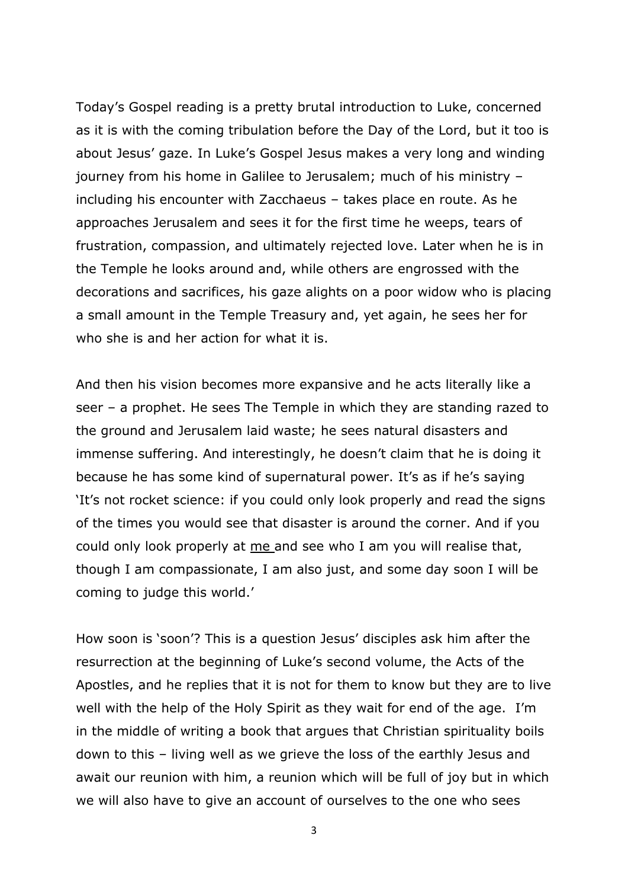Today's Gospel reading is a pretty brutal introduction to Luke, concerned as it is with the coming tribulation before the Day of the Lord, but it too is about Jesus' gaze. In Luke's Gospel Jesus makes a very long and winding journey from his home in Galilee to Jerusalem; much of his ministry – including his encounter with Zacchaeus – takes place en route. As he approaches Jerusalem and sees it for the first time he weeps, tears of frustration, compassion, and ultimately rejected love. Later when he is in the Temple he looks around and, while others are engrossed with the decorations and sacrifices, his gaze alights on a poor widow who is placing a small amount in the Temple Treasury and, yet again, he sees her for who she is and her action for what it is.

And then his vision becomes more expansive and he acts literally like a seer – a prophet. He sees The Temple in which they are standing razed to the ground and Jerusalem laid waste; he sees natural disasters and immense suffering. And interestingly, he doesn't claim that he is doing it because he has some kind of supernatural power. It's as if he's saying 'It's not rocket science: if you could only look properly and read the signs of the times you would see that disaster is around the corner. And if you could only look properly at <u>me</u> and see who I am you will realise that, though I am compassionate, I am also just, and some day soon I will be coming to judge this world.'

How soon is 'soon'? This is a question Jesus' disciples ask him after the resurrection at the beginning of Luke's second volume, the Acts of the Apostles, and he replies that it is not for them to know but they are to live well with the help of the Holy Spirit as they wait for end of the age. I'm in the middle of writing a book that argues that Christian spirituality boils down to this – living well as we grieve the loss of the earthly Jesus and await our reunion with him, a reunion which will be full of joy but in which we will also have to give an account of ourselves to the one who sees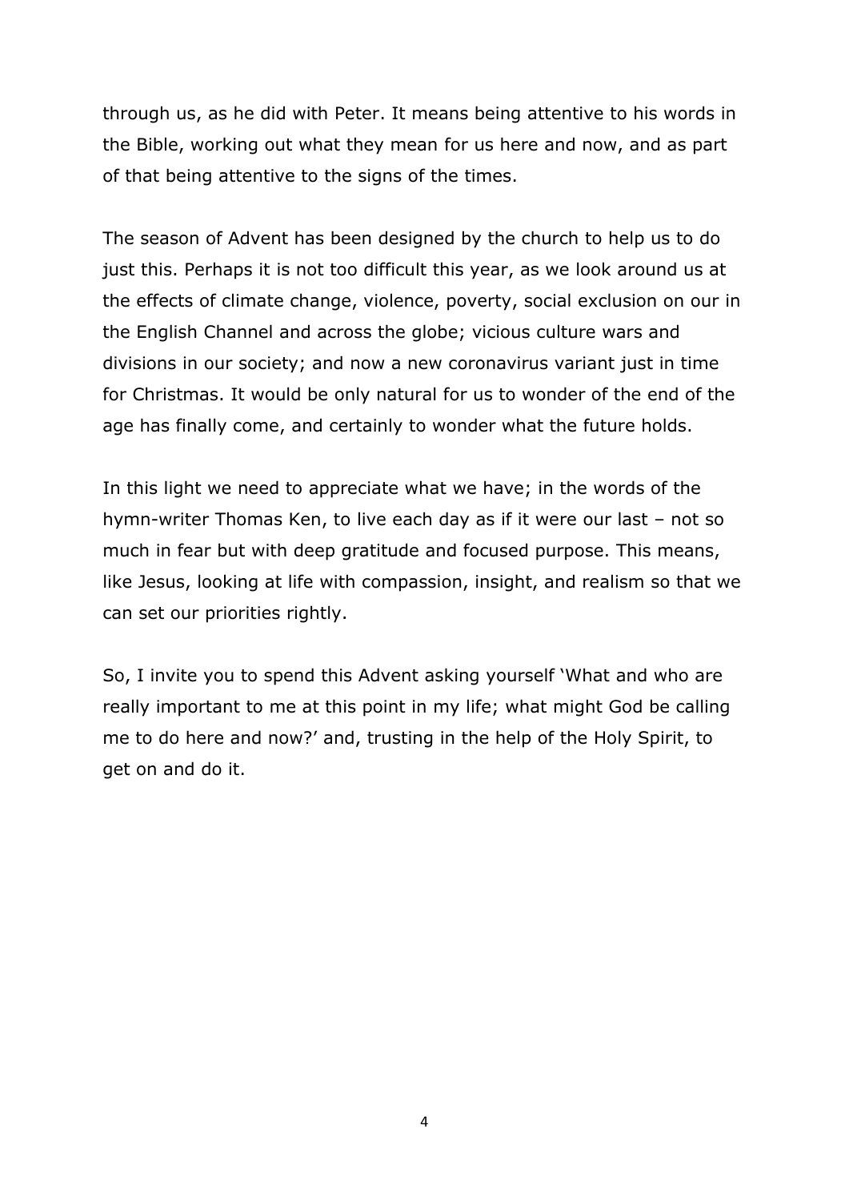through us, as he did with Peter. It means being attentive to his words in the Bible, working out what they mean for us here and now, and as part of that being attentive to the signs of the times.

The season of Advent has been designed by the church to help us to do just this. Perhaps it is not too difficult this year, as we look around us at the effects of climate change, violence, poverty, social exclusion on our in the English Channel and across the globe; vicious culture wars and divisions in our society; and now a new coronavirus variant just in time for Christmas. It would be only natural for us to wonder of the end of the age has finally come, and certainly to wonder what the future holds.

In this light we need to appreciate what we have; in the words of the hymn-writer Thomas Ken, to live each day as if it were our last – not so much in fear but with deep gratitude and focused purpose. This means, like Jesus, looking at life with compassion, insight, and realism so that we can set our priorities rightly.

So, I invite you to spend this Advent asking yourself 'What and who are really important to me at this point in my life; what might God be calling me to do here and now?' and, trusting in the help of the Holy Spirit, to get on and do it.